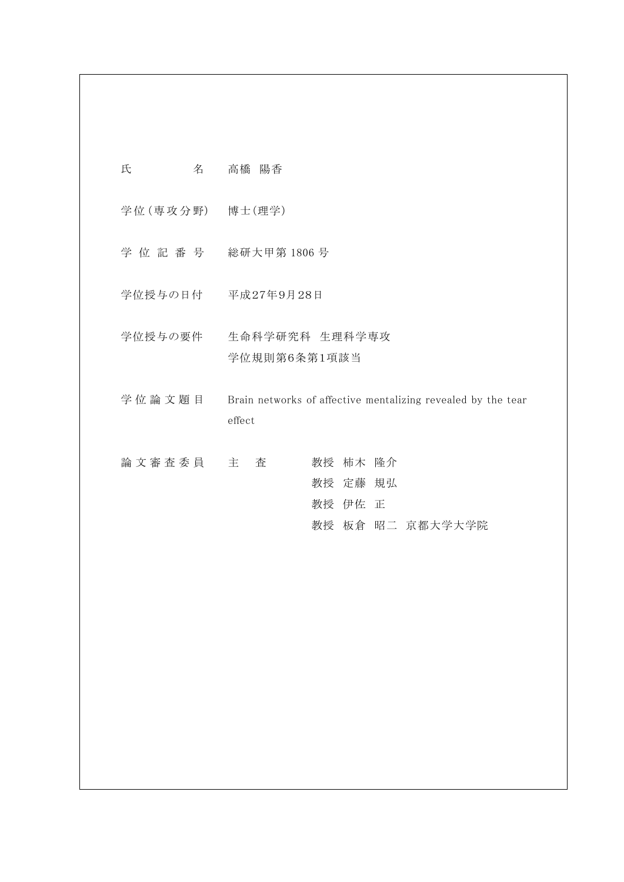| | |
|---|---|
| 氏　　　　名 | 高橋　陽香 |
| 学位(専攻分野) | 博士(理学) |
| 学 位 記 番 号 | 総研大甲第 1806 号 |
| 学位授与の日付 | 平成27年9月28日 |
| 学位授与の要件 | 生命科学研究科　生理科学専攻<br>学位規則第6条第1項該当 |
| 学 位 論 文 題 目 | Brain networks of affective mentalizing revealed by the tear effect |
| 論 文 審 査 委 員 | 主　査　　教授　柿木　隆介<br>教授　定藤　規弘<br>教授　伊佐　正<br>教授　板倉　昭二　京都大学大学院 |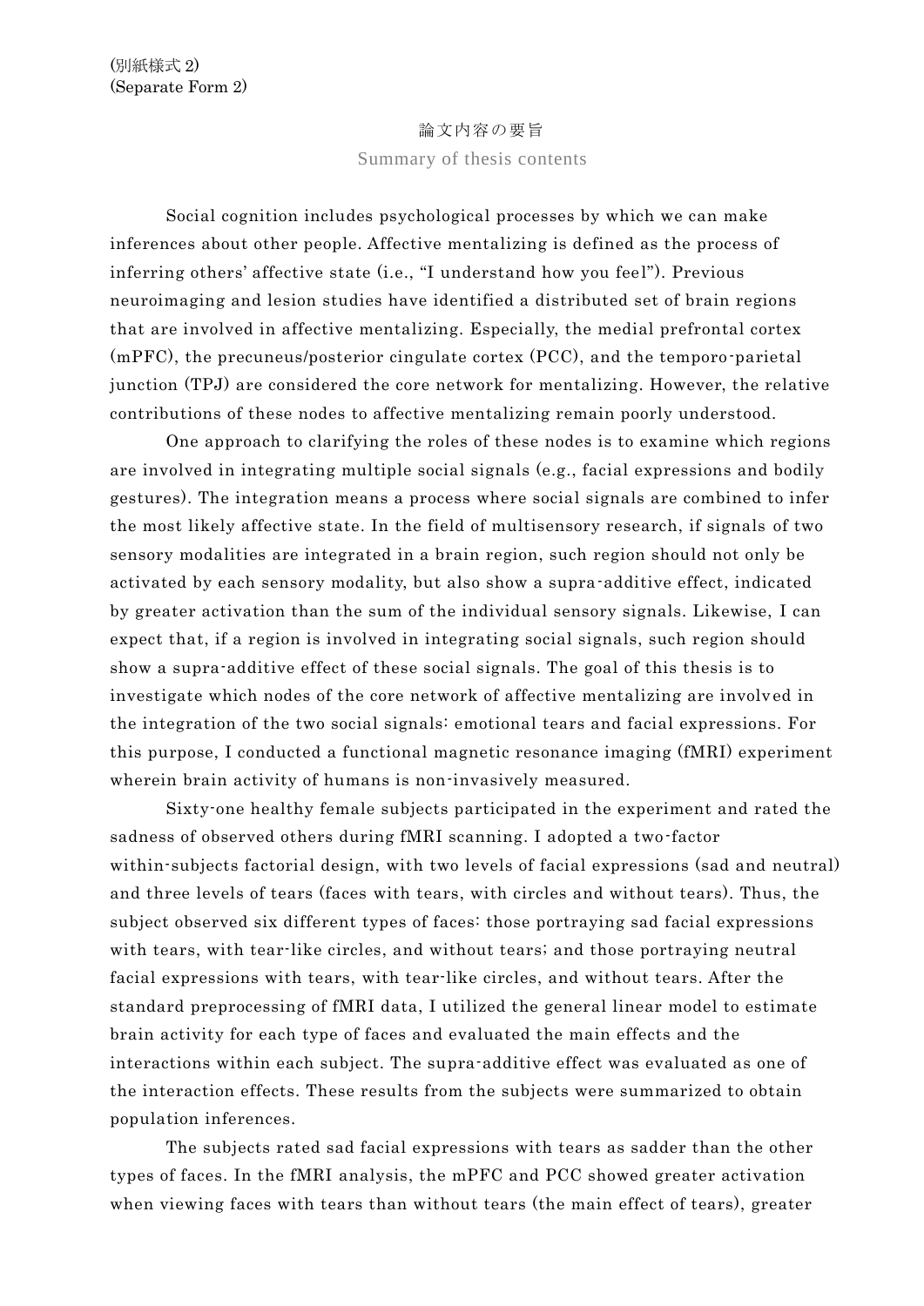(別紙様式 2)
(Separate Form 2)

# 論文内容の要旨

## Summary of thesis contents

Social cognition includes psychological processes by which we can make inferences about other people. Affective mentalizing is defined as the process of inferring others' affective state (i.e., "I understand how you feel"). Previous neuroimaging and lesion studies have identified a distributed set of brain regions that are involved in affective mentalizing. Especially, the medial prefrontal cortex (mPFC), the precuneus/posterior cingulate cortex (PCC), and the temporo-parietal junction (TPJ) are considered the core network for mentalizing. However, the relative contributions of these nodes to affective mentalizing remain poorly understood.

One approach to clarifying the roles of these nodes is to examine which regions are involved in integrating multiple social signals (e.g., facial expressions and bodily gestures). The integration means a process where social signals are combined to infer the most likely affective state. In the field of multisensory research, if signals of two sensory modalities are integrated in a brain region, such region should not only be activated by each sensory modality, but also show a supra-additive effect, indicated by greater activation than the sum of the individual sensory signals. Likewise, I can expect that, if a region is involved in integrating social signals, such region should show a supra-additive effect of these social signals. The goal of this thesis is to investigate which nodes of the core network of affective mentalizing are involved in the integration of the two social signals: emotional tears and facial expressions. For this purpose, I conducted a functional magnetic resonance imaging (fMRI) experiment wherein brain activity of humans is non-invasively measured.

Sixty-one healthy female subjects participated in the experiment and rated the sadness of observed others during fMRI scanning. I adopted a two-factor within-subjects factorial design, with two levels of facial expressions (sad and neutral) and three levels of tears (faces with tears, with circles and without tears). Thus, the subject observed six different types of faces: those portraying sad facial expressions with tears, with tear-like circles, and without tears; and those portraying neutral facial expressions with tears, with tear-like circles, and without tears. After the standard preprocessing of fMRI data, I utilized the general linear model to estimate brain activity for each type of faces and evaluated the main effects and the interactions within each subject. The supra-additive effect was evaluated as one of the interaction effects. These results from the subjects were summarized to obtain population inferences.

The subjects rated sad facial expressions with tears as sadder than the other types of faces. In the fMRI analysis, the mPFC and PCC showed greater activation when viewing faces with tears than without tears (the main effect of tears), greater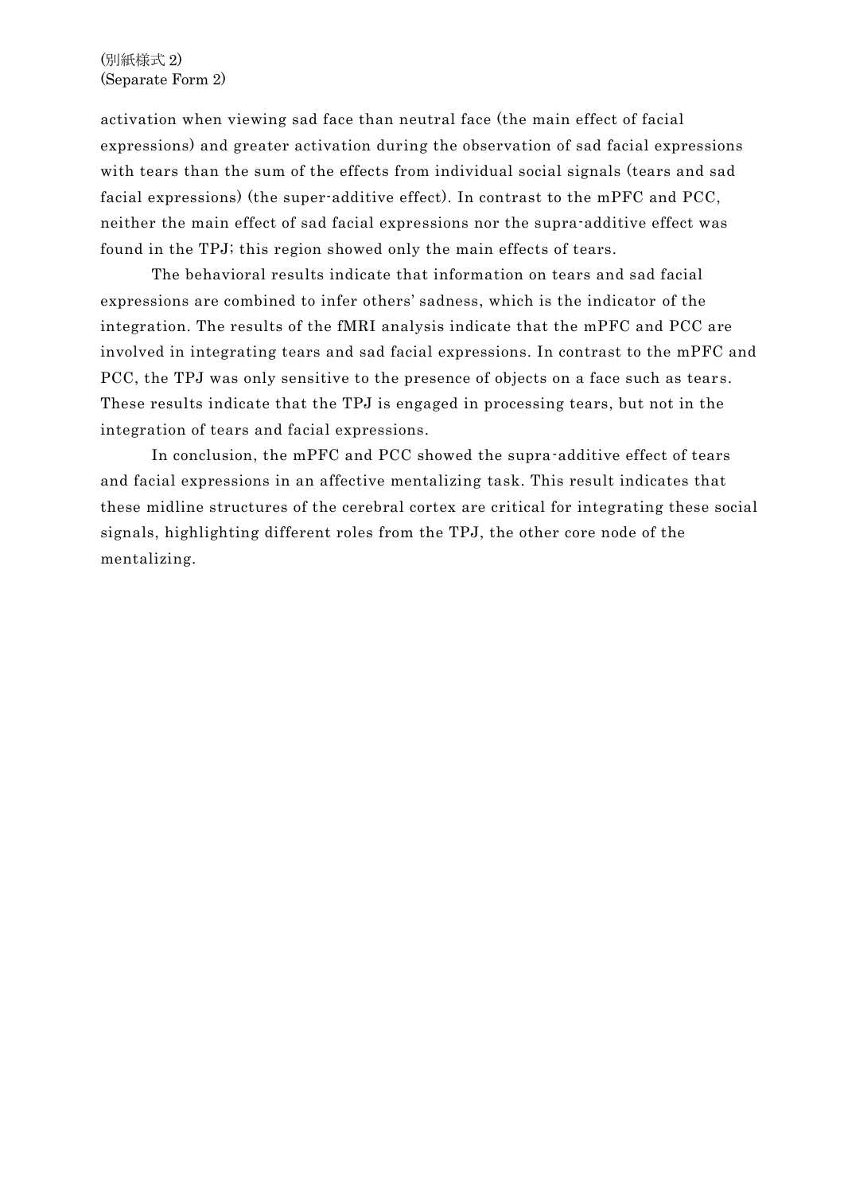activation when viewing sad face than neutral face (the main effect of facial expressions) and greater activation during the observation of sad facial expressions with tears than the sum of the effects from individual social signals (tears and sad facial expressions) (the super-additive effect). In contrast to the mPFC and PCC, neither the main effect of sad facial expressions nor the supra-additive effect was found in the TPJ; this region showed only the main effects of tears.

The behavioral results indicate that information on tears and sad facial expressions are combined to infer others' sadness, which is the indicator of the integration. The results of the fMRI analysis indicate that the mPFC and PCC are involved in integrating tears and sad facial expressions. In contrast to the mPFC and PCC, the TPJ was only sensitive to the presence of objects on a face such as tears. These results indicate that the TPJ is engaged in processing tears, but not in the integration of tears and facial expressions.

In conclusion, the mPFC and PCC showed the supra-additive effect of tears and facial expressions in an affective mentalizing task. This result indicates that these midline structures of the cerebral cortex are critical for integrating these social signals, highlighting different roles from the TPJ, the other core node of the mentalizing.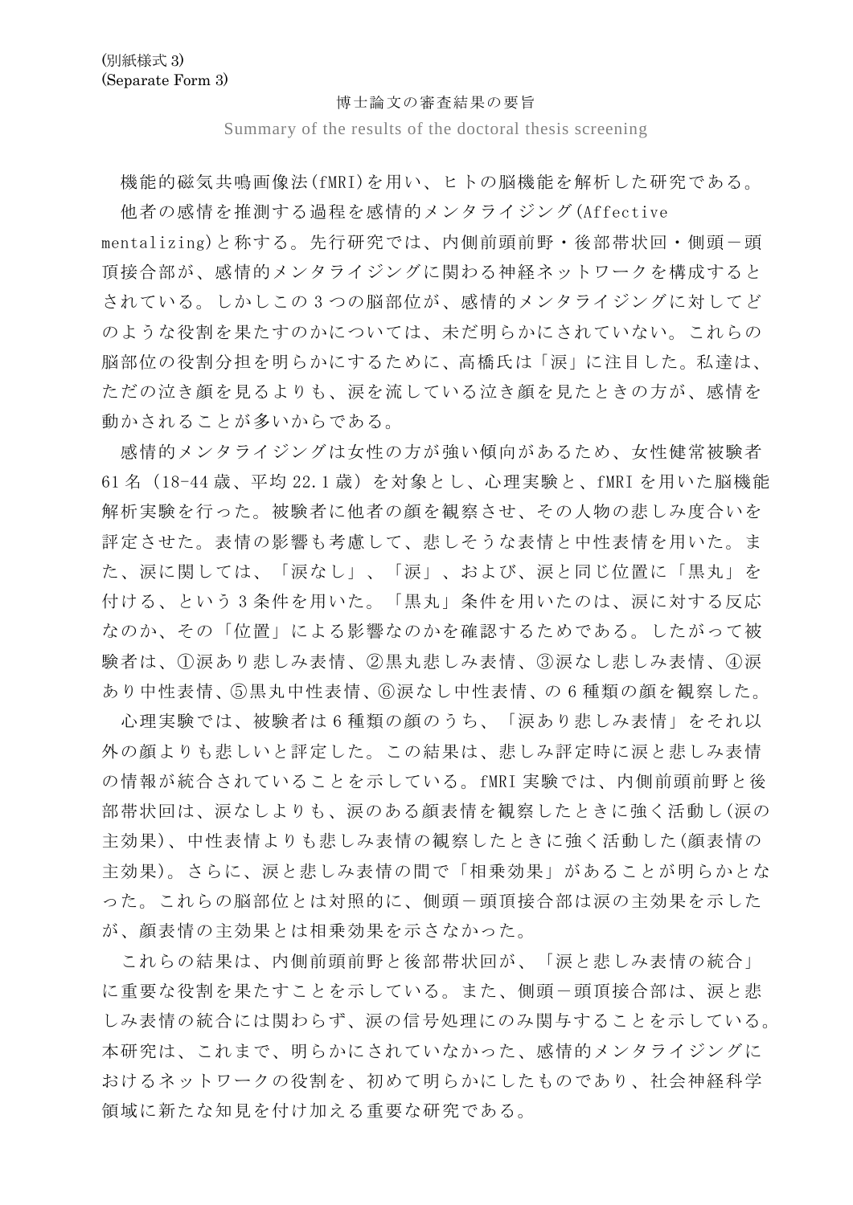(別紙様式 3)
(Separate Form 3)

# 博士論文の審査結果の要旨

Summary of the results of the doctoral thesis screening

機能的磁気共鳴画像法(fMRI)を用い、ヒトの脳機能を解析した研究である。

他者の感情を推測する過程を感情的メンタライジング(Affective mentalizing)と称する。先行研究では、内側前頭前野・後部帯状回・側頭－頭頂接合部が、感情的メンタライジングに関わる神経ネットワークを構成するとされている。しかしこの3つの脳部位が、感情的メンタライジングに対してどのような役割を果たすのかについては、未だ明らかにされていない。これらの脳部位の役割分担を明らかにするために、高橋氏は「涙」に注目した。私達は、ただの泣き顔を見るよりも、涙を流している泣き顔を見たときの方が、感情を動かされることが多いからである。

感情的メンタライジングは女性の方が強い傾向があるため、女性健常被験者61名（18-44歳、平均22.1歳）を対象とし、心理実験と、fMRIを用いた脳機能解析実験を行った。被験者に他者の顔を観察させ、その人物の悲しみ度合いを評定させた。表情の影響も考慮して、悲しそうな表情と中性表情を用いた。また、涙に関しては、「涙なし」、「涙」、および、涙と同じ位置に「黒丸」を付ける、という3条件を用いた。「黒丸」条件を用いたのは、涙に対する反応なのか、その「位置」による影響なのかを確認するためである。したがって被験者は、①涙あり悲しみ表情、②黒丸悲しみ表情、③涙なし悲しみ表情、④涙あり中性表情、⑤黒丸中性表情、⑥涙なし中性表情、の6種類の顔を観察した。

心理実験では、被験者は6種類の顔のうち、「涙あり悲しみ表情」をそれ以外の顔よりも悲しいと評定した。この結果は、悲しみ評定時に涙と悲しみ表情の情報が統合されていることを示している。fMRI実験では、内側前頭前野と後部帯状回は、涙なしよりも、涙のある顔表情を観察したときに強く活動し(涙の主効果)、中性表情よりも悲しみ表情の観察したときに強く活動した(顔表情の主効果)。さらに、涙と悲しみ表情の間で「相乗効果」があることが明らかとなった。これらの脳部位とは対照的に、側頭－頭頂接合部は涙の主効果を示したが、顔表情の主効果とは相乗効果を示さなかった。

これらの結果は、内側前頭前野と後部帯状回が、「涙と悲しみ表情の統合」に重要な役割を果たすことを示している。また、側頭－頭頂接合部は、涙と悲しみ表情の統合には関わらず、涙の信号処理にのみ関与することを示している。本研究は、これまで、明らかにされていなかった、感情的メンタライジングにおけるネットワークの役割を、初めて明らかにしたものであり、社会神経科学領域に新たな知見を付け加える重要な研究である。